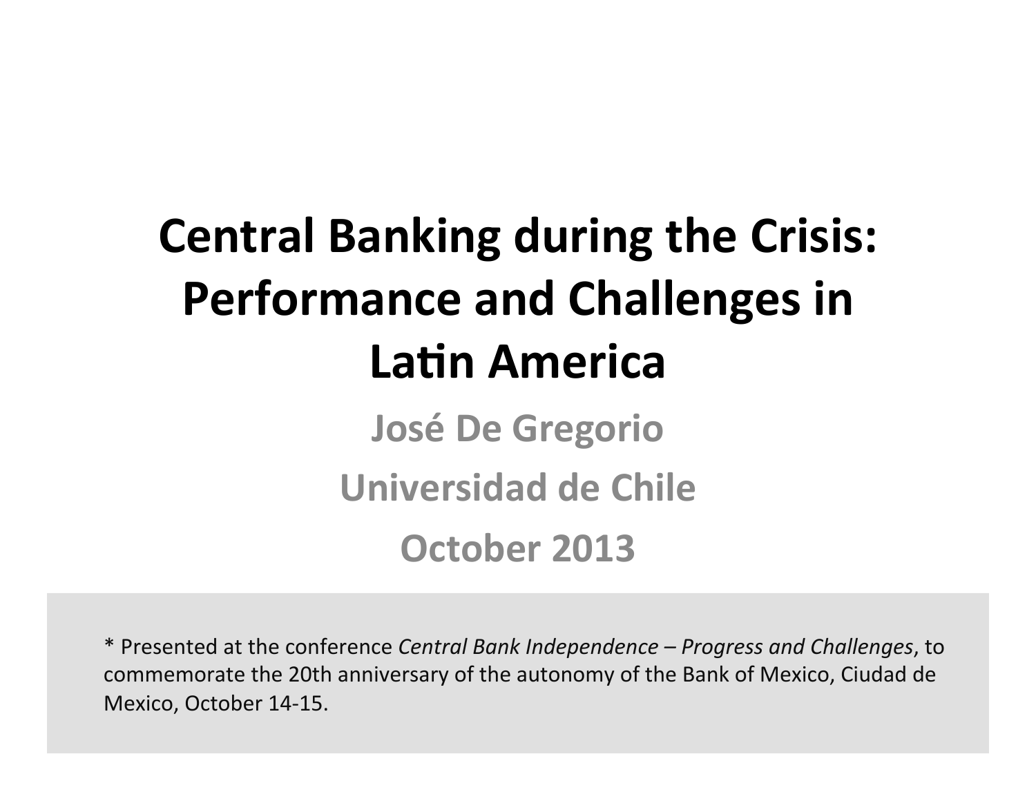# Central Banking during the Crisis: Performance and Challenges in Latin America

**José De Gregorio**

**Universidad de Chile**

**October 2013**

\* Presented at the conference *Central Bank Independence – Progress and Challenges*, to commemorate the 20th anniversary of the autonomy of the Bank of Mexico, Ciudad de Mexico, October 14-15.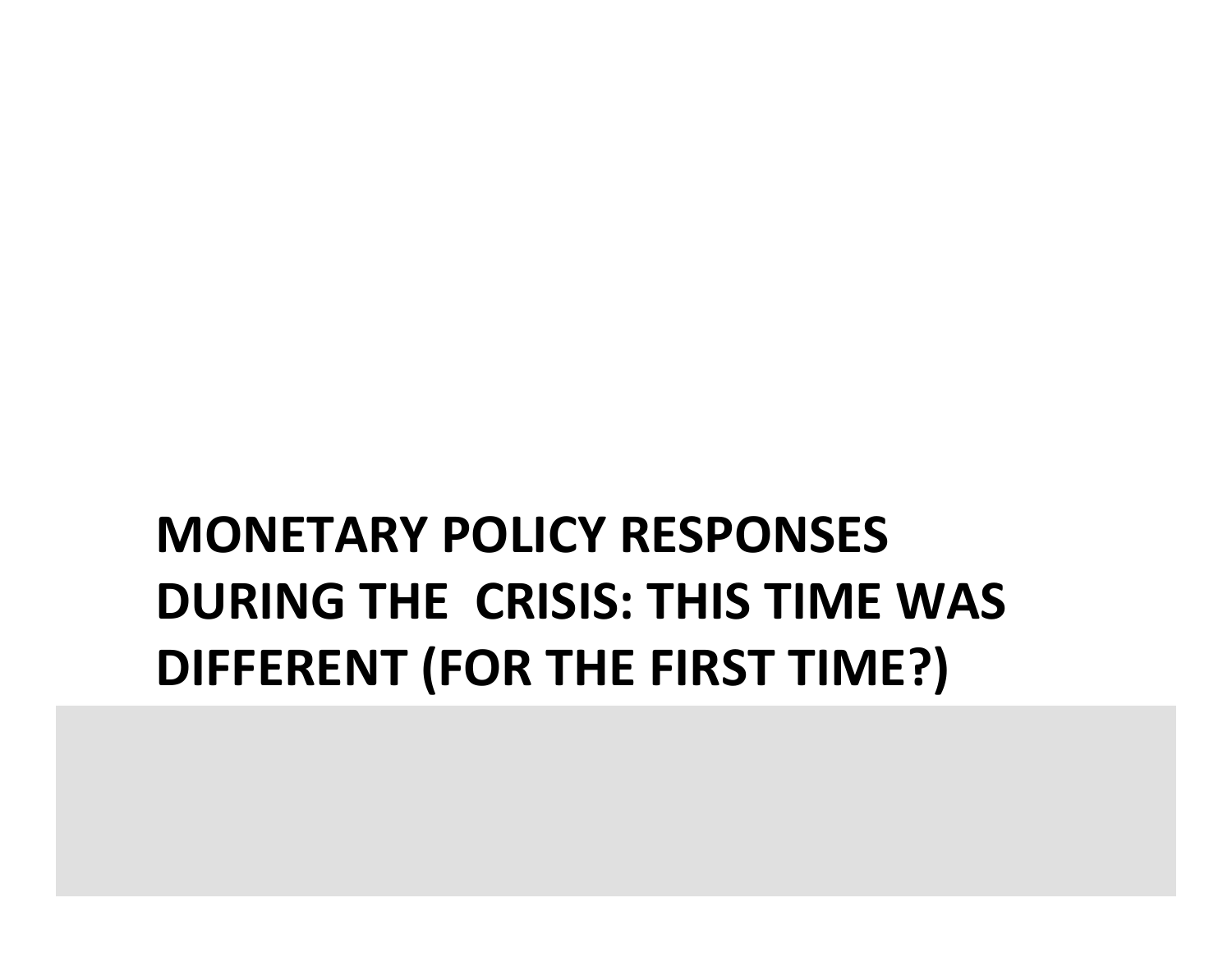# MONETARY POLICY RESPONSES DURING THE CRISIS: THIS TIME WAS DIFFERENT (FOR THE FIRST TIME?)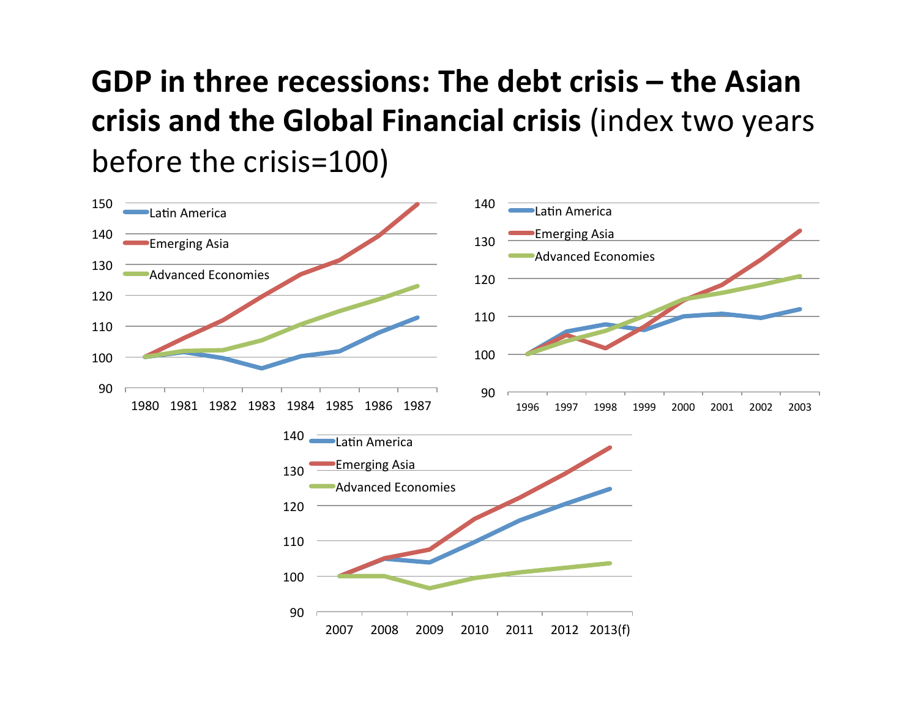# GDP in three recessions: The debt crisis – the Asian crisis and the Global Financial crisis (index two years before the crisis=100)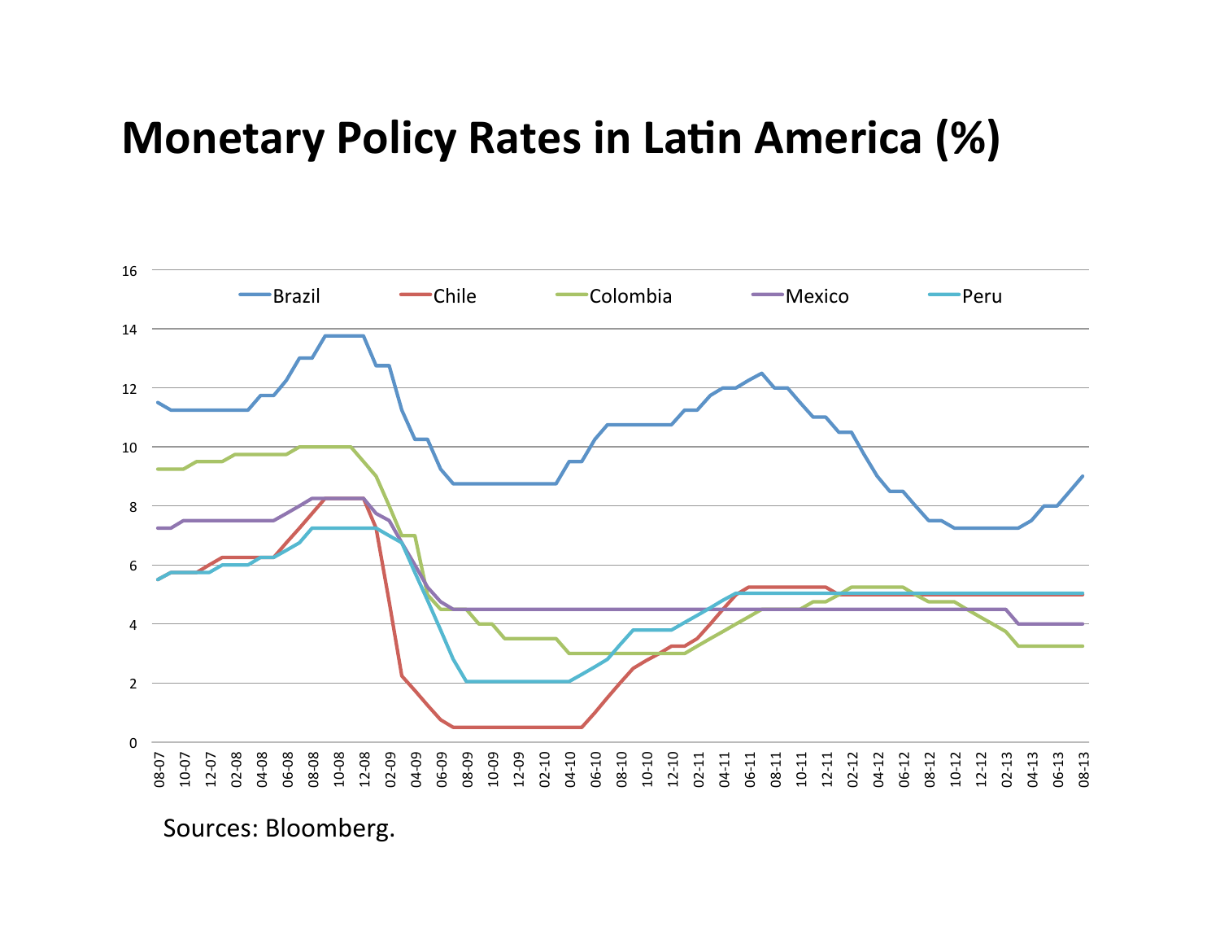# Monetary Policy Rates in Latin America (%)

Sources: Bloomberg.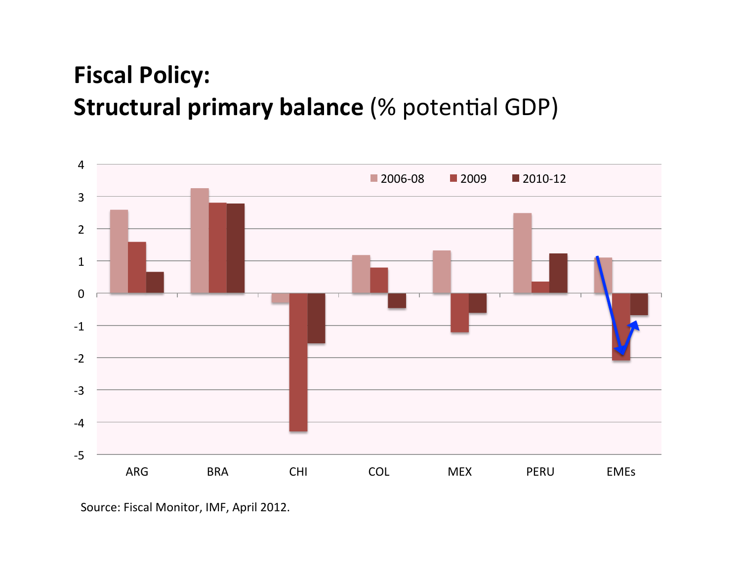# Fiscal Policy:
## **Structural primary balance** (% potential GDP)

Source: Fiscal Monitor, IMF, April 2012.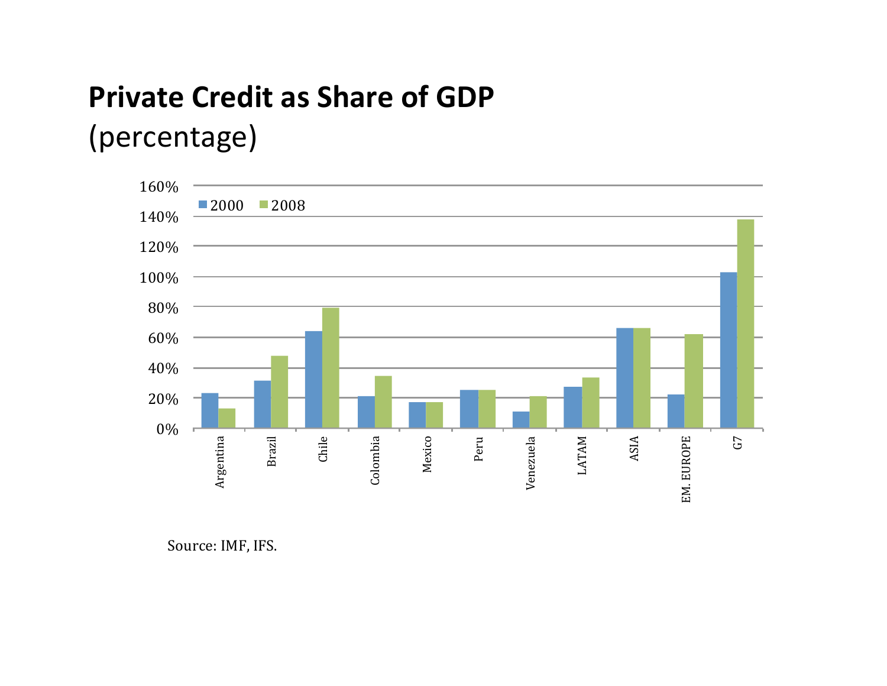# Private Credit as Share of GDP
(percentage)

Source: IMF, IFS.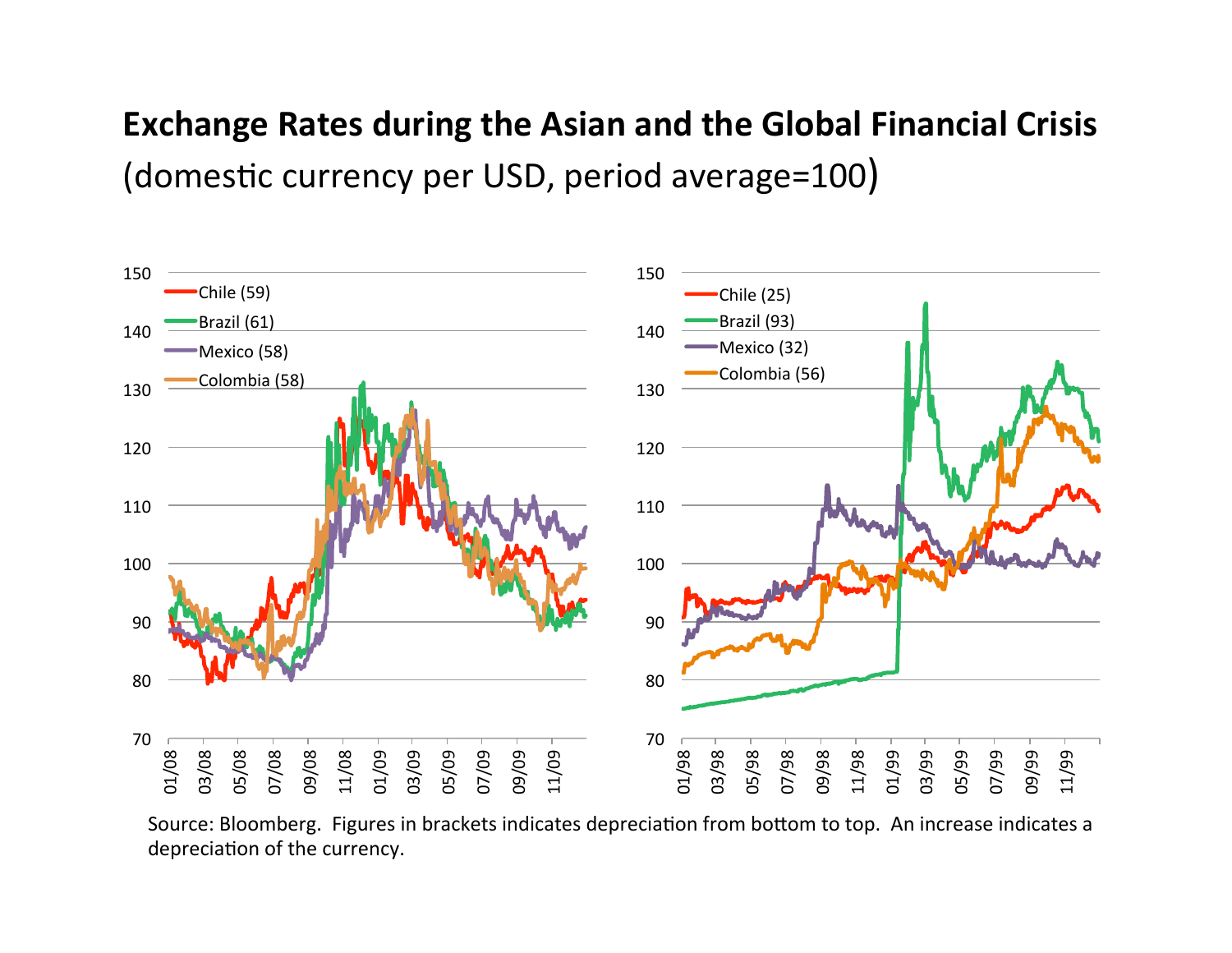# Exchange Rates during the Asian and the Global Financial Crisis

(domestic currency per USD, period average=100)

Chile (59)
Brazil (61)
Mexico (58)
Colombia (58)

Chile (25)
Brazil (93)
Mexico (32)
Colombia (56)

Source: Bloomberg. Figures in brackets indicates depreciation from bottom to top. An increase indicates a depreciation of the currency.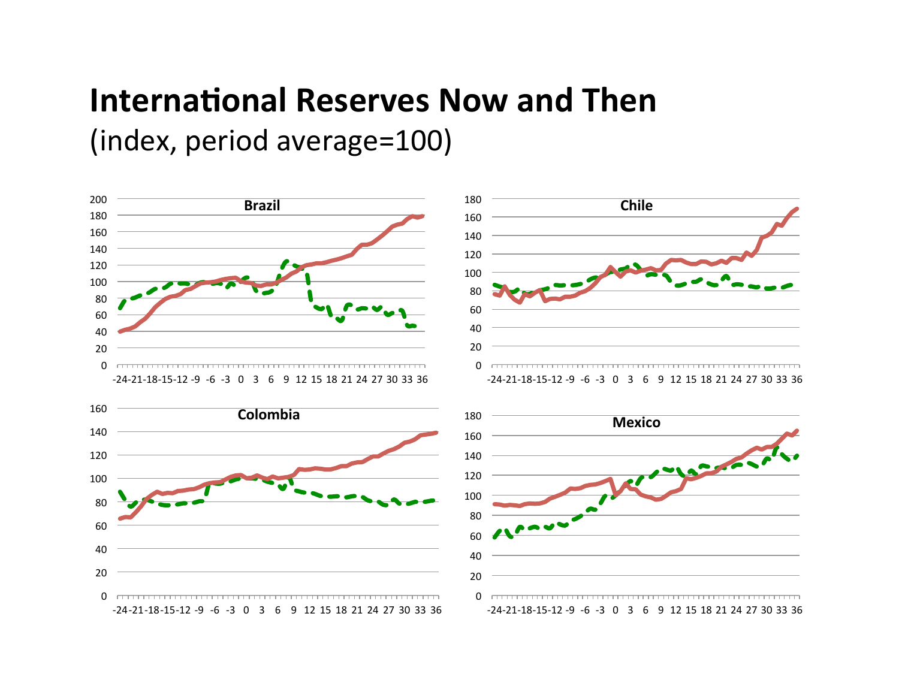# International Reserves Now and Then

(index, period average=100)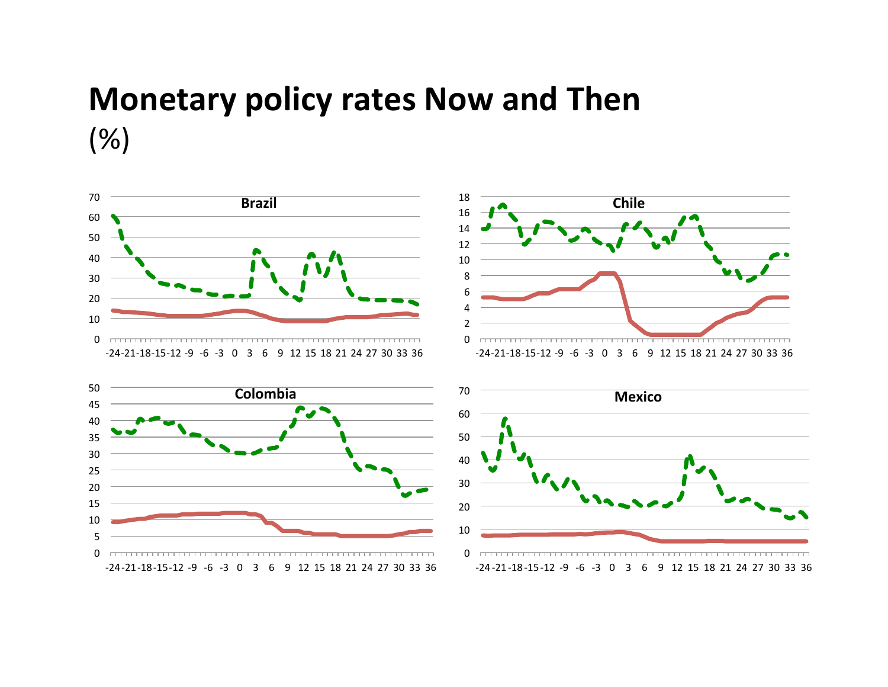# Monetary policy rates Now and Then

(%)

Brazil

Chile

Colombia

Mexico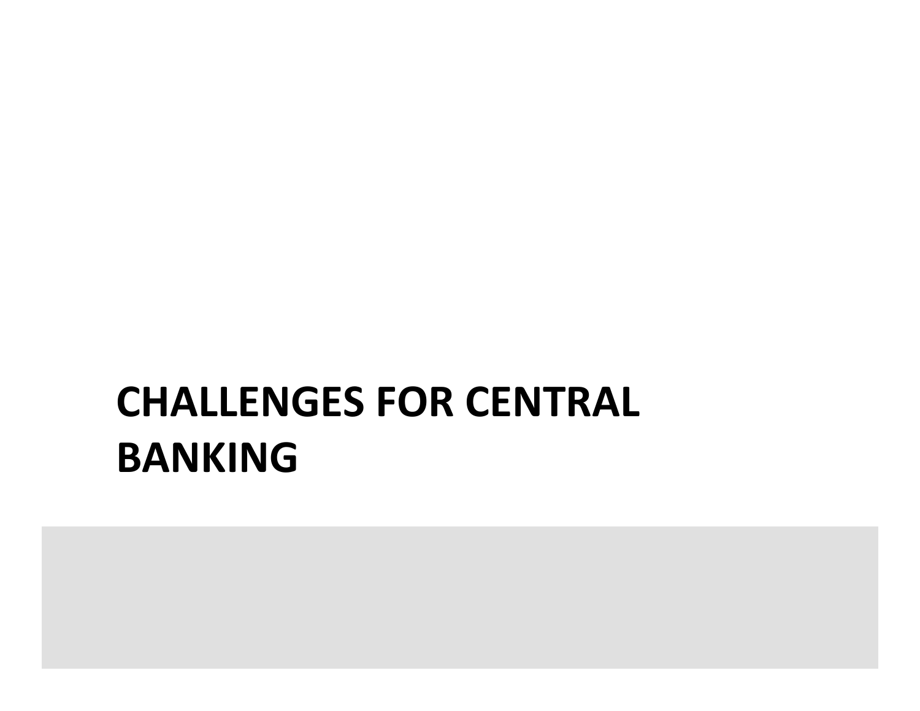# CHALLENGES FOR CENTRAL BANKING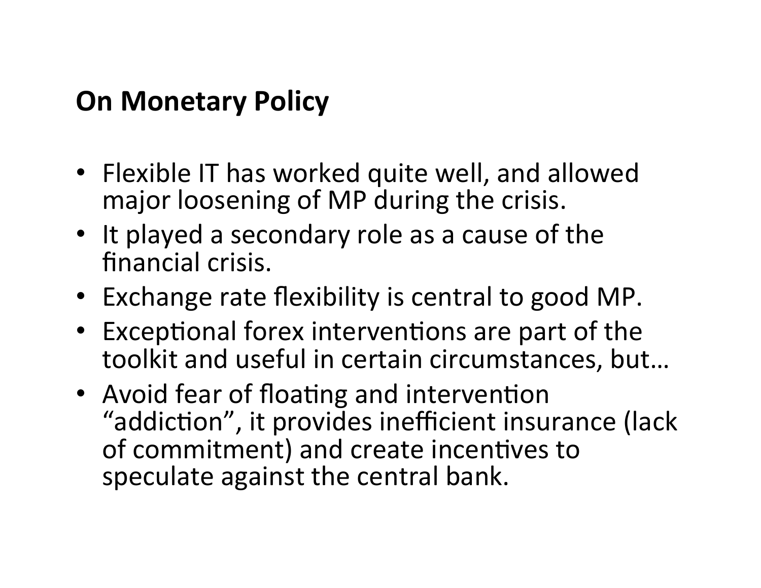## On Monetary Policy

- Flexible IT has worked quite well, and allowed major loosening of MP during the crisis.
- It played a secondary role as a cause of the financial crisis.
- Exchange rate flexibility is central to good MP.
- Exceptional forex interventions are part of the toolkit and useful in certain circumstances, but…
- Avoid fear of floating and intervention "addiction", it provides inefficient insurance (lack of commitment) and create incentives to speculate against the central bank.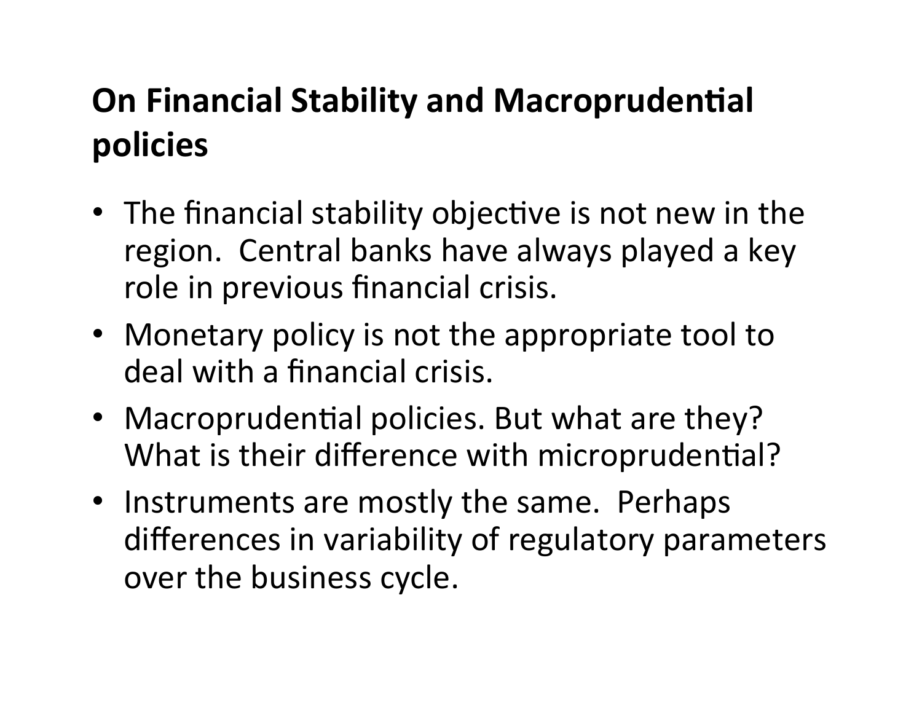## On Financial Stability and Macroprudential policies

- The financial stability objective is not new in the region. Central banks have always played a key role in previous financial crisis.
- Monetary policy is not the appropriate tool to deal with a financial crisis.
- Macroprudential policies. But what are they? What is their difference with microprudential?
- Instruments are mostly the same. Perhaps differences in variability of regulatory parameters over the business cycle.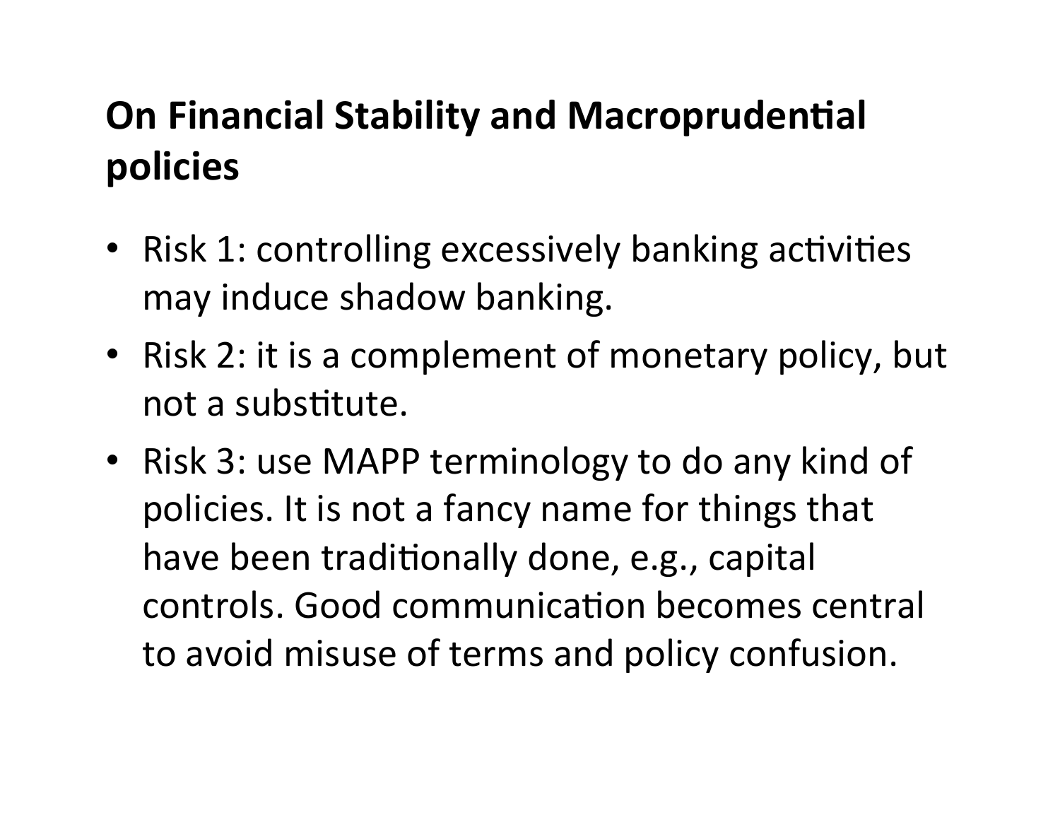## On Financial Stability and Macroprudential policies

- Risk 1: controlling excessively banking activities may induce shadow banking.
- Risk 2: it is a complement of monetary policy, but not a substitute.
- Risk 3: use MAPP terminology to do any kind of policies. It is not a fancy name for things that have been traditionally done, e.g., capital controls. Good communication becomes central to avoid misuse of terms and policy confusion.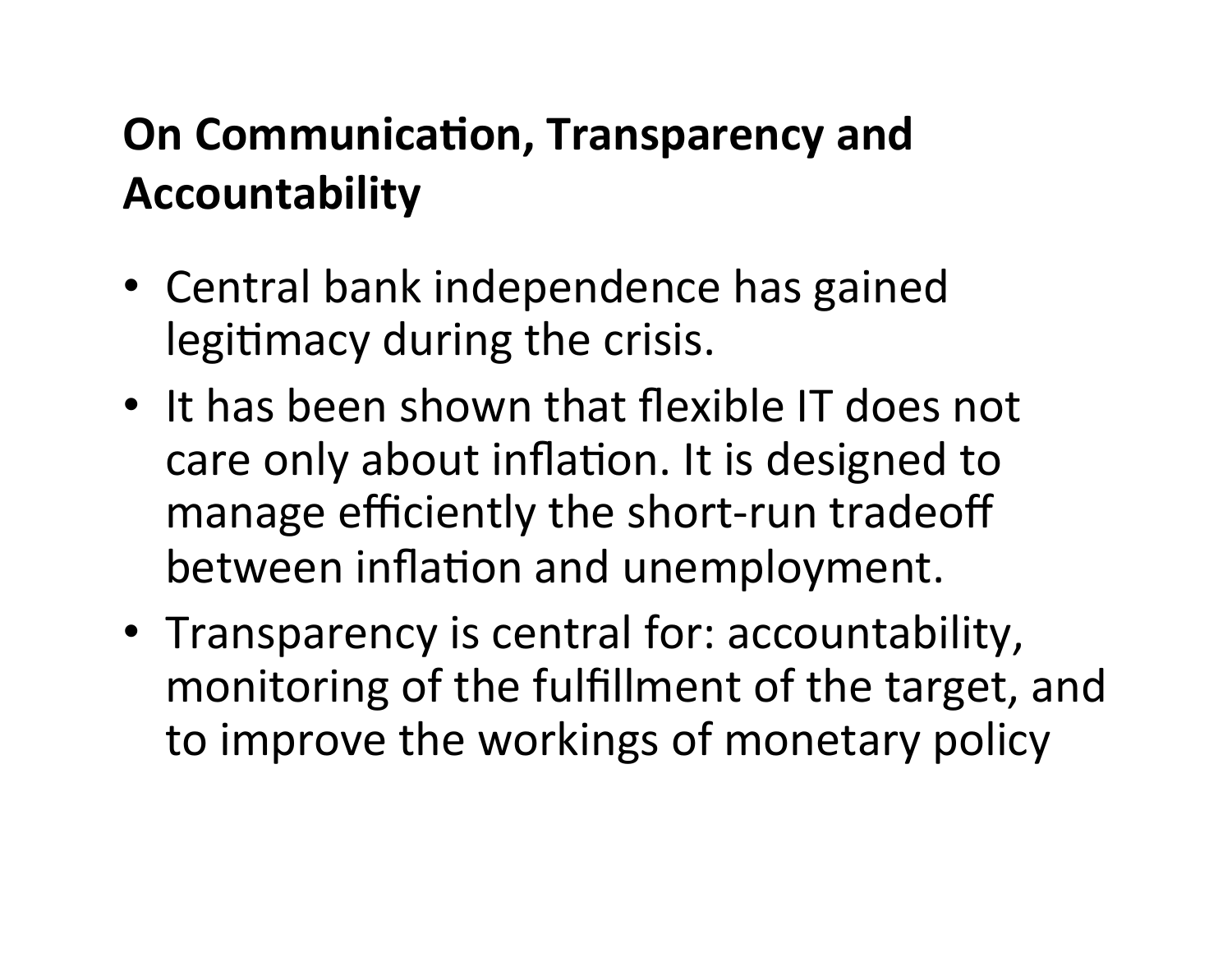## On Communication, Transparency and Accountability

- Central bank independence has gained legitimacy during the crisis.
- It has been shown that flexible IT does not care only about inflation. It is designed to manage efficiently the short-run tradeoff between inflation and unemployment.
- Transparency is central for: accountability, monitoring of the fulfillment of the target, and to improve the workings of monetary policy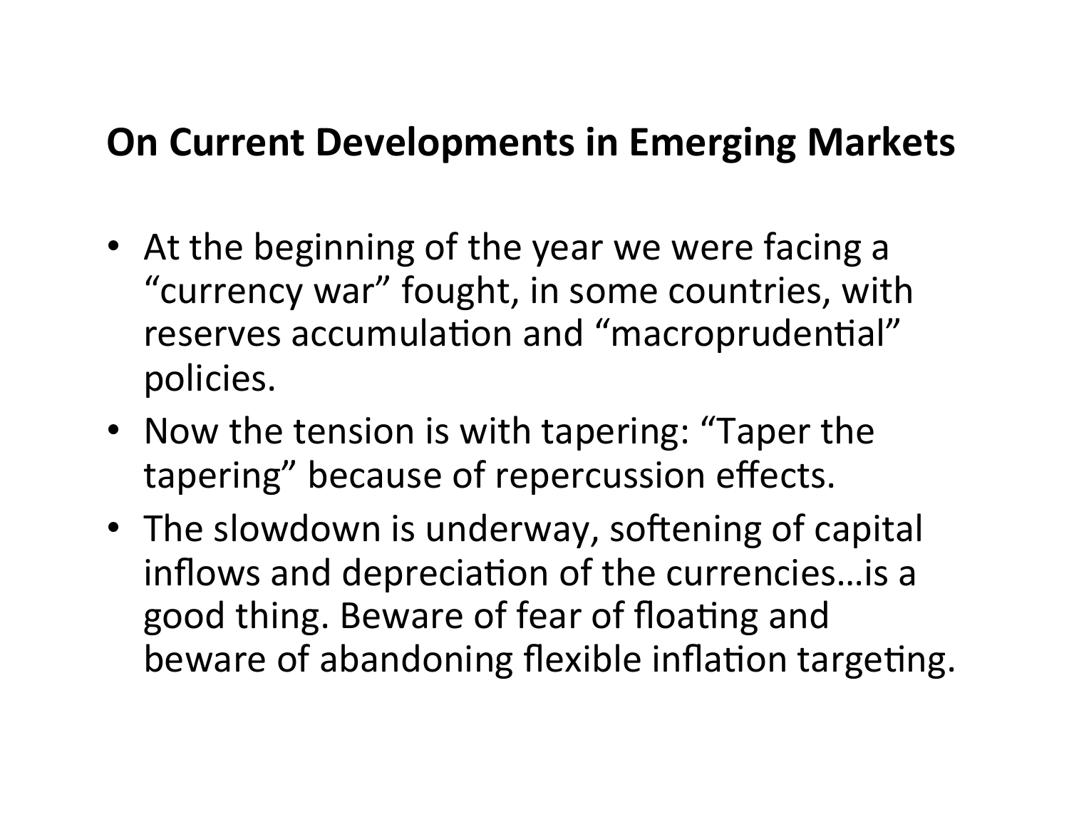## On Current Developments in Emerging Markets

- At the beginning of the year we were facing a "currency war" fought, in some countries, with reserves accumulation and "macroprudential" policies.
- Now the tension is with tapering: "Taper the tapering" because of repercussion effects.
- The slowdown is underway, softening of capital inflows and depreciation of the currencies…is a good thing. Beware of fear of floating and beware of abandoning flexible inflation targeting.